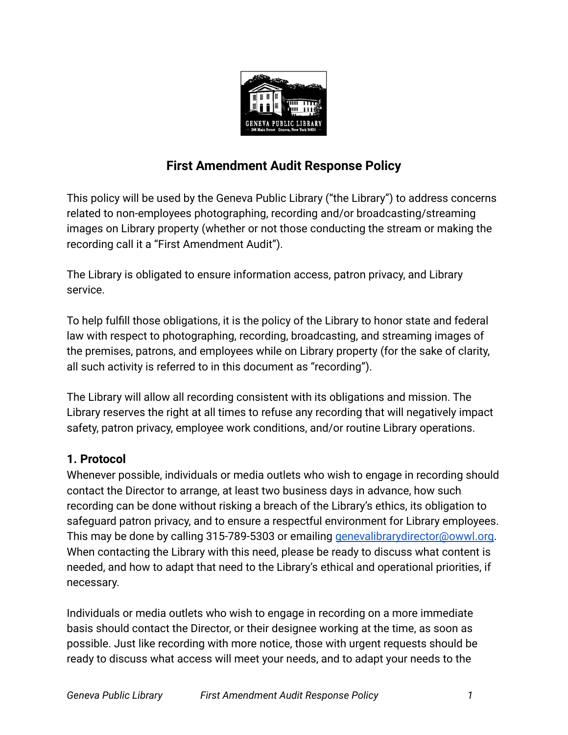# First Amendment Audit Response Policy

This policy will be used by the Geneva Public Library ("the Library") to address concerns related to non-employees photographing, recording and/or broadcasting/streaming images on Library property (whether or not those conducting the stream or making the recording call it a "First Amendment Audit").

The Library is obligated to ensure information access, patron privacy, and Library service.

To help fulfill those obligations, it is the policy of the Library to honor state and federal law with respect to photographing, recording, broadcasting, and streaming images of the premises, patrons, and employees while on Library property (for the sake of clarity, all such activity is referred to in this document as "recording").

The Library will allow all recording consistent with its obligations and mission. The Library reserves the right at all times to refuse any recording that will negatively impact safety, patron privacy, employee work conditions, and/or routine Library operations.

## 1. Protocol

Whenever possible, individuals or media outlets who wish to engage in recording should contact the Director to arrange, at least two business days in advance, how such recording can be done without risking a breach of the Library's ethics, its obligation to safeguard patron privacy, and to ensure a respectful environment for Library employees. This may be done by calling 315-789-5303 or emailing [genevalibrarydirector@owwl.org](mailto:genevalibrarydirector@owwl.org). When contacting the Library with this need, please be ready to discuss what content is needed, and how to adapt that need to the Library's ethical and operational priorities, if necessary.

Individuals or media outlets who wish to engage in recording on a more immediate basis should contact the Director, or their designee working at the time, as soon as possible. Just like recording with more notice, those with urgent requests should be ready to discuss what access will meet your needs, and to adapt your needs to the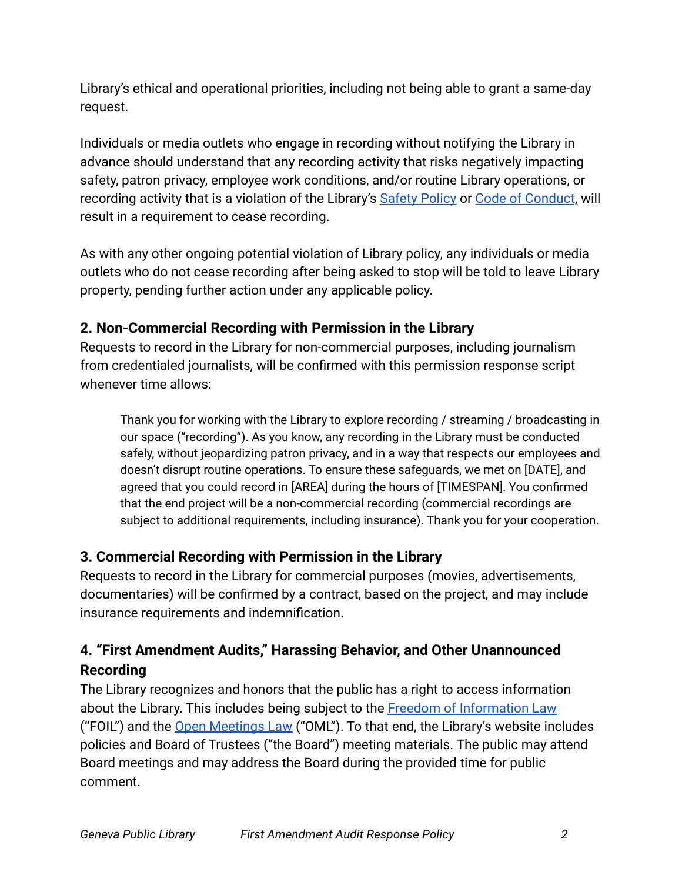Library's ethical and operational priorities, including not being able to grant a same-day request.

Individuals or media outlets who engage in recording without notifying the Library in advance should understand that any recording activity that risks negatively impacting safety, patron privacy, employee work conditions, and/or routine Library operations, or recording activity that is a violation of the Library's [Safety Policy]() or [Code of Conduct](), will result in a requirement to cease recording.

As with any other ongoing potential violation of Library policy, any individuals or media outlets who do not cease recording after being asked to stop will be told to leave Library property, pending further action under any applicable policy.

### 2. Non-Commercial Recording with Permission in the Library

Requests to record in the Library for non-commercial purposes, including journalism from credentialed journalists, will be confirmed with this permission response script whenever time allows:

> Thank you for working with the Library to explore recording / streaming / broadcasting in our space ("recording"). As you know, any recording in the Library must be conducted safely, without jeopardizing patron privacy, and in a way that respects our employees and doesn't disrupt routine operations. To ensure these safeguards, we met on [DATE], and agreed that you could record in [AREA] during the hours of [TIMESPAN]. You confirmed that the end project will be a non-commercial recording (commercial recordings are subject to additional requirements, including insurance). Thank you for your cooperation.

### 3. Commercial Recording with Permission in the Library

Requests to record in the Library for commercial purposes (movies, advertisements, documentaries) will be confirmed by a contract, based on the project, and may include insurance requirements and indemnification.

### 4. "First Amendment Audits," Harassing Behavior, and Other Unannounced Recording

The Library recognizes and honors that the public has a right to access information about the Library. This includes being subject to the [Freedom of Information Law]() ("FOIL") and the [Open Meetings Law]() ("OML"). To that end, the Library's website includes policies and Board of Trustees ("the Board") meeting materials. The public may attend Board meetings and may address the Board during the provided time for public comment.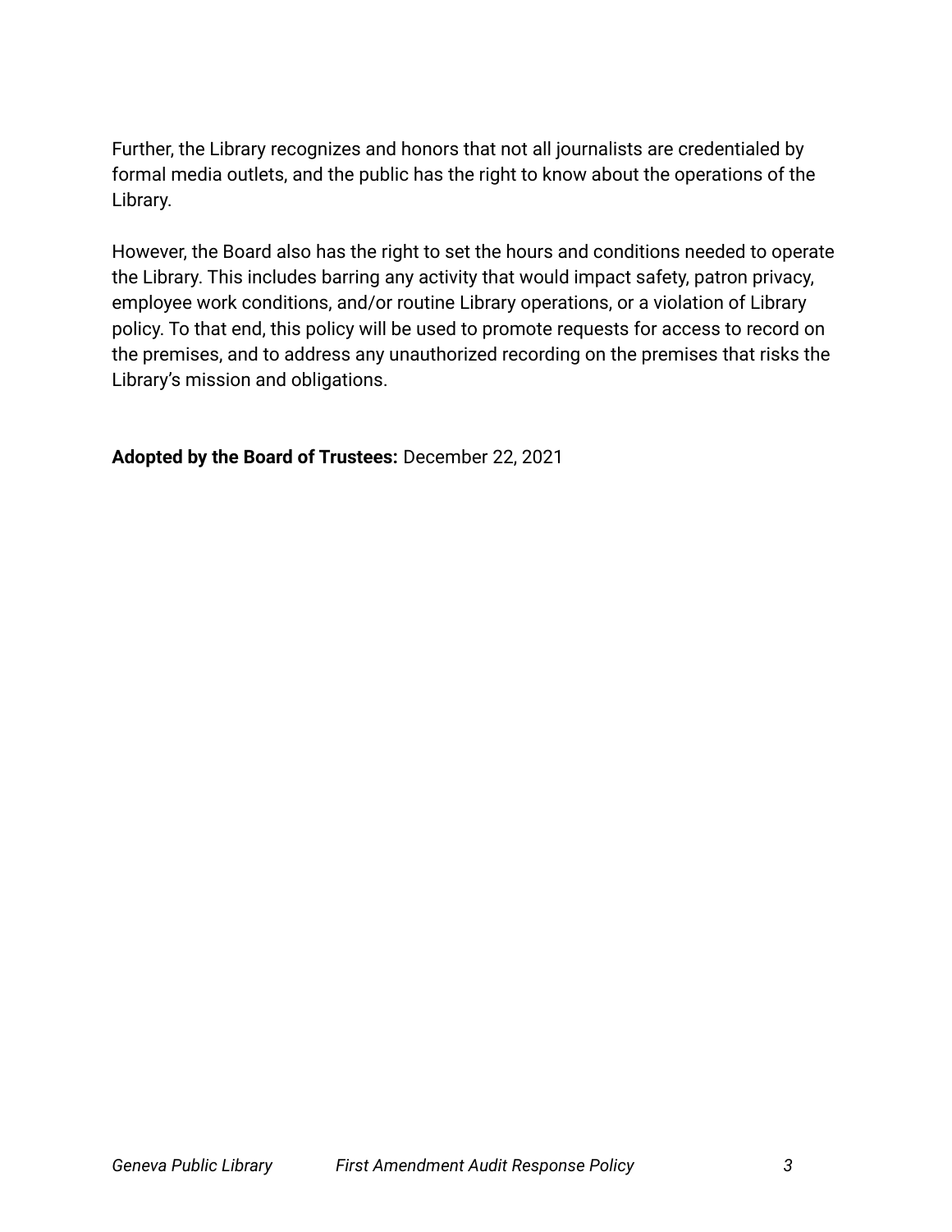Further, the Library recognizes and honors that not all journalists are credentialed by formal media outlets, and the public has the right to know about the operations of the Library.

However, the Board also has the right to set the hours and conditions needed to operate the Library. This includes barring any activity that would impact safety, patron privacy, employee work conditions, and/or routine Library operations, or a violation of Library policy. To that end, this policy will be used to promote requests for access to record on the premises, and to address any unauthorized recording on the premises that risks the Library's mission and obligations.

**Adopted by the Board of Trustees:** December 22, 2021